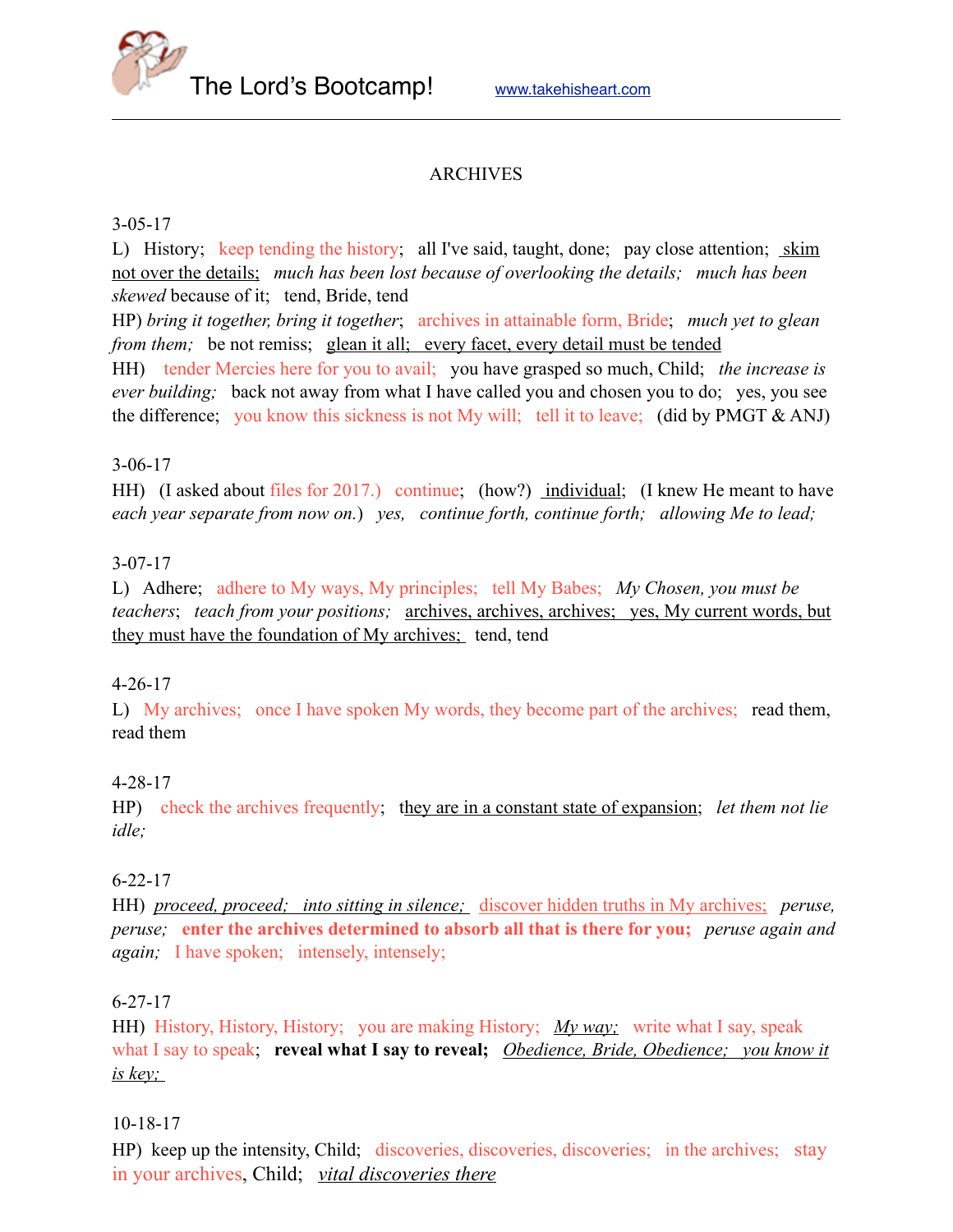The Lord's Bootcamp! www.takehisheart.com

ARCHIVES

3-05-17

L) History; keep tending the history; all I've said, taught, done; pay close attention; skim not over the details; *much has been lost because of overlooking the details; much has been skewed* because of it; tend, Bride, tend

HP) *bring it together, bring it together*; archives in attainable form, Bride; *much yet to glean from them;* be not remiss; glean it all; every facet, every detail must be tended

HH) tender Mercies here for you to avail; you have grasped so much, Child; *the increase is ever building;* back not away from what I have called you and chosen you to do; yes, you see the difference; you know this sickness is not My will; tell it to leave; (did by PMGT & ANJ)

3-06-17

HH) (I asked about files for 2017.) continue; (how?) individual; (I knew He meant to have *each year separate from now on.*) *yes, continue forth, continue forth; allowing Me to lead;*

3-07-17

L) Adhere; adhere to My ways, My principles; tell My Babes; *My Chosen, you must be teachers*; *teach from your positions;* archives, archives, archives; yes, My current words, but they must have the foundation of My archives; tend, tend

4-26-17

L) My archives; once I have spoken My words, they become part of the archives; read them, read them

4-28-17

HP) check the archives frequently; they are in a constant state of expansion; *let them not lie idle;*

6-22-17

HH) *proceed, proceed; into sitting in silence;* discover hidden truths in My archives; *peruse, peruse;* **enter the archives determined to absorb all that is there for you;** *peruse again and again;* I have spoken; intensely, intensely;

6-27-17

HH) History, History, History; you are making History; *My way;* write what I say, speak what I say to speak; **reveal what I say to reveal;** *Obedience, Bride, Obedience; you know it is key;*

10-18-17

HP) keep up the intensity, Child; discoveries, discoveries, discoveries; in the archives; stay in your archives, Child; *vital discoveries there*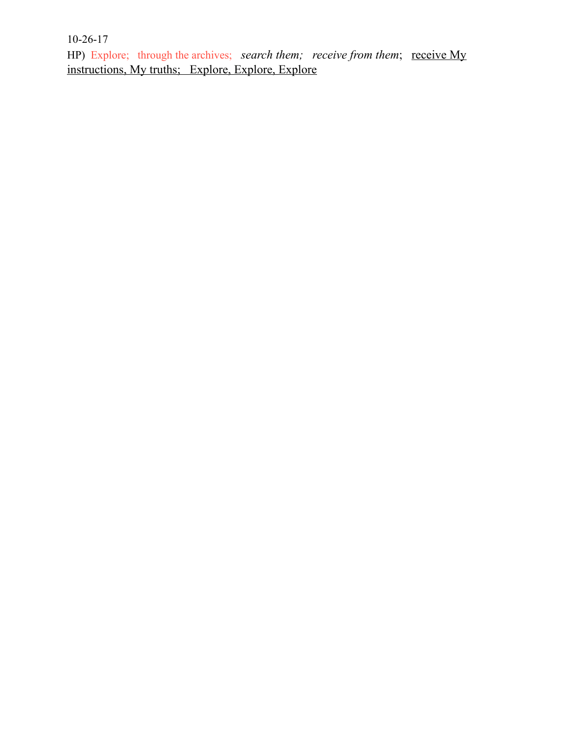10-26-17

HP) Explore; through the archives; *search them; receive from them*; <u>receive My instructions, My truths; Explore, Explore, Explore</u>